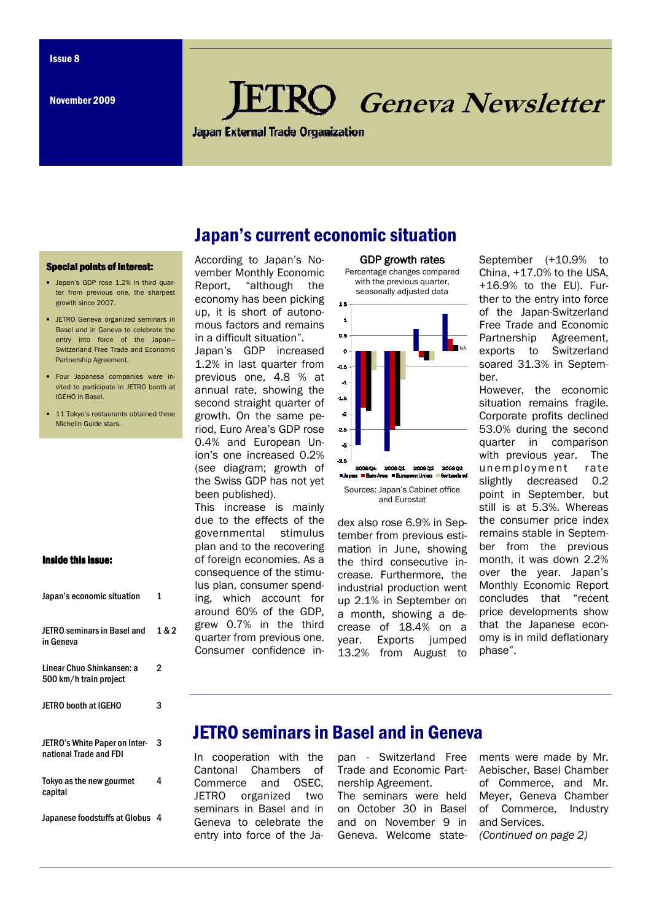Issue 8

November 2009

# JETRO Geneva Newsletter

Japan External Trade Organization

## Japan's current economic situation

### Special points of interest:

- Japan's GDP rose 1.2% in third quarter from previous one, the sharpest growth since 2007.
- JETRO Geneva organized seminars in Basel and in Geneva to celebrate the entry into force of the Japan–Switzerland Free Trade and Economic Partnership Agreement.
- Four Japanese companies were invited to participate in JETRO booth at IGEHO in Basel.
- 11 Tokyo's restaurants obtained three Michelin Guide stars.

### Inside this issue:

| | |
|---|---|
| Japan's economic situation | 1 |
| JETRO seminars in Basel and in Geneva | 1 & 2 |
| Linear Chuo Shinkansen: a 500 km/h train project | 2 |
| JETRO booth at IGEHO | 3 |
| JETRO's White Paper on International Trade and FDI | 3 |
| Tokyo as the new gourmet capital | 4 |
| Japanese foodstuffs at Globus | 4 |

According to Japan's November Monthly Economic Report, "although the economy has been picking up, it is short of autonomous factors and remains in a difficult situation".

Japan's GDP increased 1.2% in last quarter from previous one, 4.8 % at annual rate, showing the second straight quarter of growth. On the same period, Euro Area's GDP rose 0.4% and European Union's one increased 0.2% (see diagram; growth of the Swiss GDP has not yet been published).

This increase is mainly due to the effects of the governmental stimulus plan and to the recovering of foreign economies. As a consequence of the stimulus plan, consumer spending, which account for around 60% of the GDP, grew 0.7% in the third quarter from previous one. Consumer confidence index also rose 6.9% in September from previous estimation in June, showing the third consecutive increase. Furthermore, the industrial production went up 2.1% in September on a month, showing a decrease of 18.4% on a year. Exports jumped 13.2% from August to September (+10.9% to China, +17.0% to the USA, +16.9% to the EU). Further to the entry into force of the Japan-Switzerland Free Trade and Economic Partnership Agreement, exports to Switzerland soared 31.3% in September.

**GDP growth rates**

Percentage changes compared with the previous quarter, seasonally adjusted data

Sources: Japan's Cabinet office and Eurostat

However, the economic situation remains fragile. Corporate profits declined 53.0% during the second quarter in comparison with previous year. The unemployment rate slightly decreased 0.2 point in September, but still is at 5.3%. Whereas the consumer price index remains stable in September from the previous month, it was down 2.2% over the year. Japan's Monthly Economic Report concludes that "recent price developments show that the Japanese economy is in mild deflationary phase".

## JETRO seminars in Basel and in Geneva

In cooperation with the Cantonal Chambers of Commerce and OSEC, JETRO organized two seminars in Basel and in Geneva to celebrate the entry into force of the Japan - Switzerland Free Trade and Economic Partnership Agreement.

The seminars were held on October 30 in Basel and on November 9 in Geneva. Welcome statements were made by Mr. Aebischer, Basel Chamber of Commerce, and Mr. Meyer, Geneva Chamber of Commerce, Industry and Services.

*(Continued on page 2)*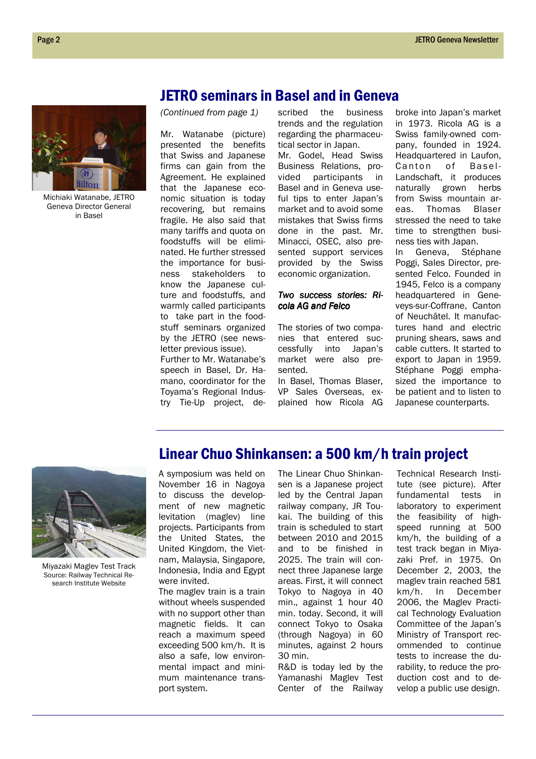## JETRO seminars in Basel and in Geneva

Michiaki Watanabe, JETRO Geneva Director General in Basel

*(Continued from page 1)*

Mr. Watanabe (picture) presented the benefits that Swiss and Japanese firms can gain from the Agreement. He explained that the Japanese economic situation is today recovering, but remains fragile. He also said that many tariffs and quota on foodstuffs will be eliminated. He further stressed the importance for business stakeholders to know the Japanese culture and foodstuffs, and warmly called participants to take part in the foodstuff seminars organized by the JETRO (see newsletter previous issue).

Further to Mr. Watanabe's speech in Basel, Dr. Hamano, coordinator for the Toyama's Regional Industry Tie-Up project, described the business trends and the regulation regarding the pharmaceutical sector in Japan.

Mr. Godel, Head Swiss Business Relations, provided participants in Basel and in Geneva useful tips to enter Japan's market and to avoid some mistakes that Swiss firms done in the past. Mr. Minacci, OSEC, also presented support services provided by the Swiss economic organization.

### *Two success stories: Ricola AG and Felco*

The stories of two companies that entered successfully into Japan's market were also presented.

In Basel, Thomas Blaser, VP Sales Overseas, explained how Ricola AG broke into Japan's market in 1973. Ricola AG is a Swiss family-owned company, founded in 1924. Headquartered in Laufon, Canton of Basel-Landschaft, it produces naturally grown herbs from Swiss mountain areas. Thomas Blaser stressed the need to take time to strengthen business ties with Japan.

In Geneva, Stéphane Poggi, Sales Director, presented Felco. Founded in 1945, Felco is a company headquartered in Geneveys-sur-Coffrane, Canton of Neuchâtel. It manufactures hand and electric pruning shears, saws and cable cutters. It started to export to Japan in 1959. Stéphane Poggi emphasized the importance to be patient and to listen to Japanese counterparts.

## Linear Chuo Shinkansen: a 500 km/h train project

Miyazaki Maglev Test Track
Source: Railway Technical Research Institute Website

A symposium was held on November 16 in Nagoya to discuss the development of new magnetic levitation (maglev) line projects. Participants from the United States, the United Kingdom, the Vietnam, Malaysia, Singapore, Indonesia, India and Egypt were invited.

The maglev train is a train without wheels suspended with no support other than magnetic fields. It can reach a maximum speed exceeding 500 km/h. It is also a safe, low environmental impact and minimum maintenance transport system.

The Linear Chuo Shinkansen is a Japanese project led by the Central Japan railway company, JR Toukai. The building of this train is scheduled to start between 2010 and 2015 and to be finished in 2025. The train will connect three Japanese large areas. First, it will connect Tokyo to Nagoya in 40 min., against 1 hour 40 min. today. Second, it will connect Tokyo to Osaka (through Nagoya) in 60 minutes, against 2 hours 30 min.

R&D is today led by the Yamanashi Maglev Test Center of the Railway Technical Research Institute (see picture). After fundamental tests in laboratory to experiment the feasibility of high-speed running at 500 km/h, the building of a test track began in Miyazaki Pref. in 1975. On December 2, 2003, the maglev train reached 581 km/h. In December 2006, the Maglev Practical Technology Evaluation Committee of the Japan's Ministry of Transport recommended to continue tests to increase the durability, to reduce the production cost and to develop a public use design.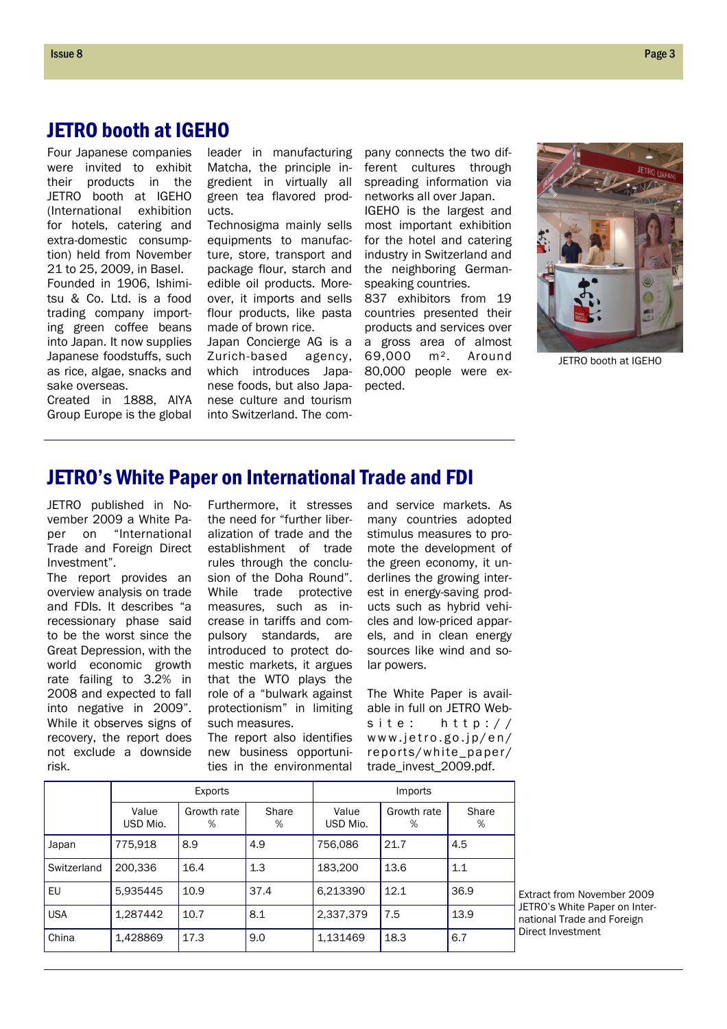## JETRO booth at IGEHO

Four Japanese companies were invited to exhibit their products in the JETRO booth at IGEHO (International exhibition for hotels, catering and extra-domestic consumption) held from November 21 to 25, 2009, in Basel.

Founded in 1906, Ishimitsu & Co. Ltd. is a food trading company importing green coffee beans into Japan. It now supplies Japanese foodstuffs, such as rice, algae, snacks and sake overseas.

Created in 1888, AIYA Group Europe is the global leader in manufacturing Matcha, the principle ingredient in virtually all green tea flavored products.

Technosigma mainly sells equipments to manufacture, store, transport and package flour, starch and edible oil products. Moreover, it imports and sells flour products, like pasta made of brown rice.

Japan Concierge AG is a Zurich-based agency, which introduces Japanese foods, but also Japanese culture and tourism into Switzerland. The company connects the two different cultures through spreading information via networks all over Japan.

IGEHO is the largest and most important exhibition for the hotel and catering industry in Switzerland and the neighboring German-speaking countries.

837 exhibitors from 19 countries presented their products and services over a gross area of almost 69,000 m². Around 80,000 people were expected.

JETRO booth at IGEHO

## JETRO's White Paper on International Trade and FDI

JETRO published in November 2009 a White Paper on "International Trade and Foreign Direct Investment".

The report provides an overview analysis on trade and FDIs. It describes "a recessionary phase said to be the worst since the Great Depression, with the world economic growth rate failing to 3.2% in 2008 and expected to fall into negative in 2009". While it observes signs of recovery, the report does not exclude a downside risk.

Furthermore, it stresses the need for "further liberalization of trade and the establishment of trade rules through the conclusion of the Doha Round". While trade protective measures, such as increase in tariffs and compulsory standards, are introduced to protect domestic markets, it argues that the WTO plays the role of a "bulwark against protectionism" in limiting such measures.

The report also identifies new business opportunities in the environmental and service markets. As many countries adopted stimulus measures to promote the development of the green economy, it underlines the growing interest in energy-saving products such as hybrid vehicles and low-priced apparels, and in clean energy sources like wind and solar powers.

The White Paper is available in full on JETRO Website: http://www.jetro.go.jp/en/reports/white_paper/trade_invest_2009.pdf.

| | Exports | | | Imports | | |
|---|---|---|---|---|---|---|
| | Value USD Mio. | Growth rate % | Share % | Value USD Mio. | Growth rate % | Share % |
| Japan | 775,918 | 8.9 | 4.9 | 756,086 | 21.7 | 4.5 |
| Switzerland | 200,336 | 16.4 | 1.3 | 183,200 | 13.6 | 1.1 |
| EU | 5,935445 | 10.9 | 37.4 | 6,213390 | 12.1 | 36.9 |
| USA | 1,287442 | 10.7 | 8.1 | 2,337,379 | 7.5 | 13.9 |
| China | 1,428869 | 17.3 | 9.0 | 1,131469 | 18.3 | 6.7 |

Extract from November 2009 JETRO's White Paper on International Trade and Foreign Direct Investment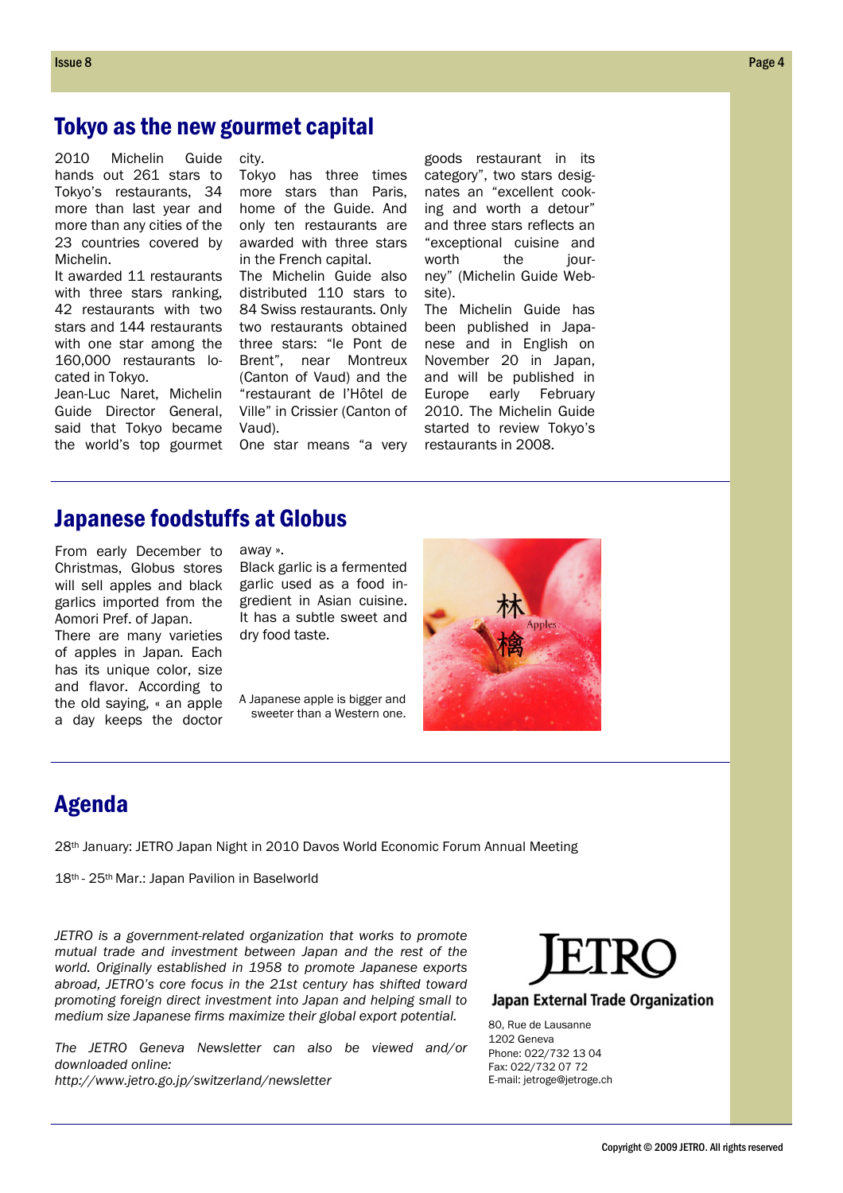## Tokyo as the new gourmet capital

2010 Michelin Guide hands out 261 stars to Tokyo's restaurants, 34 more than last year and more than any cities of the 23 countries covered by Michelin.

It awarded 11 restaurants with three stars ranking, 42 restaurants with two stars and 144 restaurants with one star among the 160,000 restaurants located in Tokyo.

Jean-Luc Naret, Michelin Guide Director General, said that Tokyo became the world's top gourmet city.

Tokyo has three times more stars than Paris, home of the Guide. And only ten restaurants are awarded with three stars in the French capital.

The Michelin Guide also distributed 110 stars to 84 Swiss restaurants. Only two restaurants obtained three stars: "le Pont de Brent", near Montreux (Canton of Vaud) and the "restaurant de l'Hôtel de Ville" in Crissier (Canton of Vaud).

One star means "a very goods restaurant in its category", two stars designates an "excellent cooking and worth a detour" and three stars reflects an "exceptional cuisine and worth the journey" (Michelin Guide Website).

The Michelin Guide has been published in Japanese and in English on November 20 in Japan, and will be published in Europe early February 2010. The Michelin Guide started to review Tokyo's restaurants in 2008.

## Japanese foodstuffs at Globus

From early December to Christmas, Globus stores will sell apples and black garlics imported from the Aomori Pref. of Japan.

There are many varieties of apples in Japan. Each has its unique color, size and flavor. According to the old saying, « an apple a day keeps the doctor away ».

Black garlic is a fermented garlic used as a food ingredient in Asian cuisine. It has a subtle sweet and dry food taste.

A Japanese apple is bigger and sweeter than a Western one.

## Agenda

28th January: JETRO Japan Night in 2010 Davos World Economic Forum Annual Meeting

18th - 25th Mar.: Japan Pavilion in Baselworld

*JETRO is a government-related organization that works to promote mutual trade and investment between Japan and the rest of the world. Originally established in 1958 to promote Japanese exports abroad, JETRO's core focus in the 21st century has shifted toward promoting foreign direct investment into Japan and helping small to medium size Japanese firms maximize their global export potential.*

*The JETRO Geneva Newsletter can also be viewed and/or downloaded online:*
*http://www.jetro.go.jp/switzerland/newsletter*

JETRO
Japan External Trade Organization

80, Rue de Lausanne
1202 Geneva
Phone: 022/732 13 04
Fax: 022/732 07 72
E-mail: jetroge@jetroge.ch

Copyright © 2009 JETRO. All rights reserved